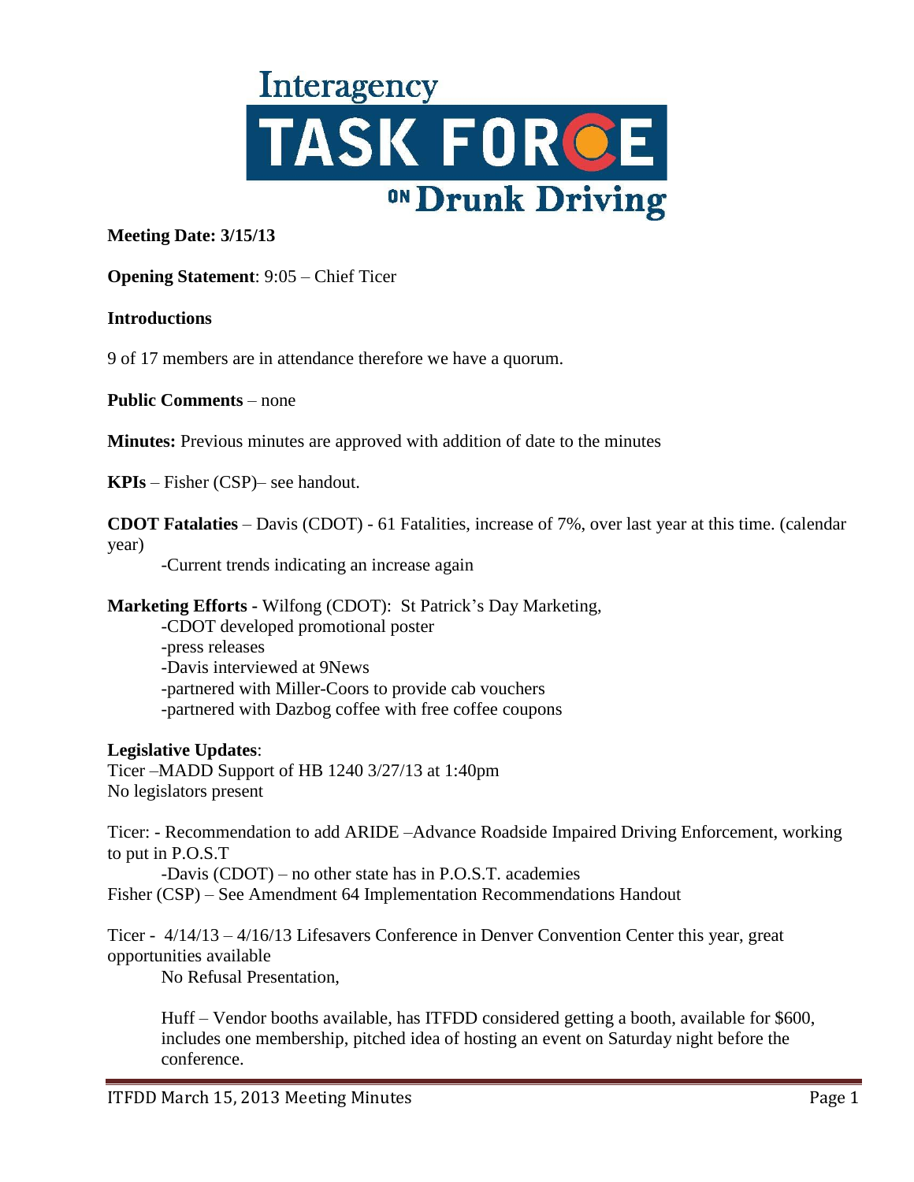# Interagency TASK FORCE ON Drunk Driving

**Meeting Date: 3/15/13**

**Opening Statement**: 9:05 – Chief Ticer

**Introductions**

9 of 17 members are in attendance therefore we have a quorum.

**Public Comments** – none

**Minutes:** Previous minutes are approved with addition of date to the minutes

**KPIs** – Fisher (CSP)– see handout.

**CDOT Fatalaties** – Davis (CDOT) - 61 Fatalities, increase of 7%, over last year at this time. (calendar year)

- -Current trends indicating an increase again

**Marketing Efforts -** Wilfong (CDOT): St Patrick's Day Marketing,

- -CDOT developed promotional poster
- -press releases
- -Davis interviewed at 9News
- -partnered with Miller-Coors to provide cab vouchers
- -partnered with Dazbog coffee with free coffee coupons

**Legislative Updates**:

Ticer –MADD Support of HB 1240 3/27/13 at 1:40pm
No legislators present

Ticer: - Recommendation to add ARIDE –Advance Roadside Impaired Driving Enforcement, working to put in P.O.S.T

- -Davis (CDOT) – no other state has in P.O.S.T. academies

Fisher (CSP) – See Amendment 64 Implementation Recommendations Handout

Ticer - 4/14/13 – 4/16/13 Lifesavers Conference in Denver Convention Center this year, great opportunities available

No Refusal Presentation,

Huff – Vendor booths available, has ITFDD considered getting a booth, available for $600, includes one membership, pitched idea of hosting an event on Saturday night before the conference.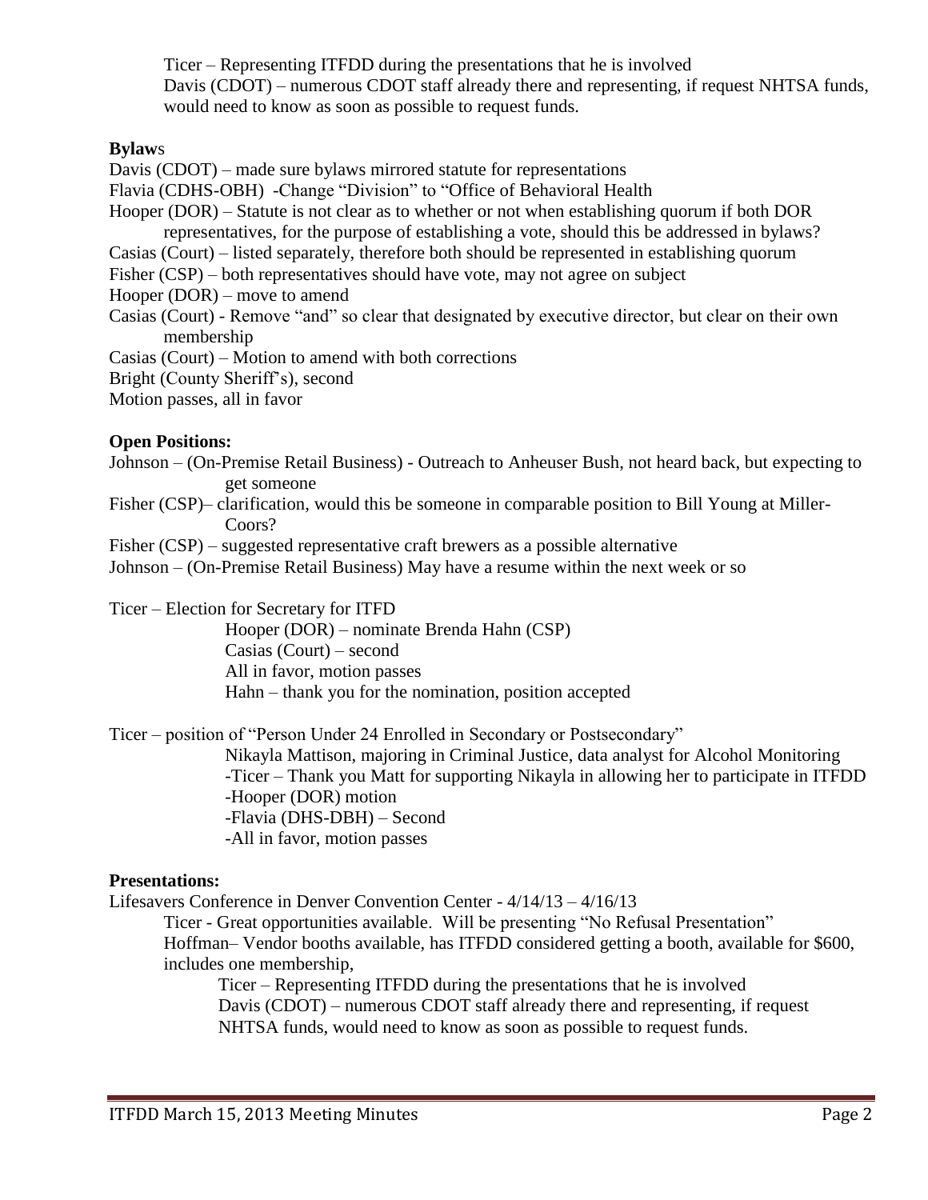Ticer – Representing ITFDD during the presentations that he is involved
Davis (CDOT) – numerous CDOT staff already there and representing, if request NHTSA funds, would need to know as soon as possible to request funds.

**Bylaw**s

Davis (CDOT) – made sure bylaws mirrored statute for representations
Flavia (CDHS-OBH) -Change "Division" to "Office of Behavioral Health
Hooper (DOR) – Statute is not clear as to whether or not when establishing quorum if both DOR representatives, for the purpose of establishing a vote, should this be addressed in bylaws?
Casias (Court) – listed separately, therefore both should be represented in establishing quorum
Fisher (CSP) – both representatives should have vote, may not agree on subject
Hooper (DOR) – move to amend
Casias (Court) - Remove "and" so clear that designated by executive director, but clear on their own membership
Casias (Court) – Motion to amend with both corrections
Bright (County Sheriff's), second
Motion passes, all in favor

**Open Positions:**

Johnson – (On-Premise Retail Business) - Outreach to Anheuser Bush, not heard back, but expecting to get someone
Fisher (CSP)– clarification, would this be someone in comparable position to Bill Young at Miller-Coors?
Fisher (CSP) – suggested representative craft brewers as a possible alternative
Johnson – (On-Premise Retail Business) May have a resume within the next week or so

Ticer – Election for Secretary for ITFD
Hooper (DOR) – nominate Brenda Hahn (CSP)
Casias (Court) – second
All in favor, motion passes
Hahn – thank you for the nomination, position accepted

Ticer – position of "Person Under 24 Enrolled in Secondary or Postsecondary"
Nikayla Mattison, majoring in Criminal Justice, data analyst for Alcohol Monitoring
-Ticer – Thank you Matt for supporting Nikayla in allowing her to participate in ITFDD
-Hooper (DOR) motion
-Flavia (DHS-DBH) – Second
-All in favor, motion passes

**Presentations:**

Lifesavers Conference in Denver Convention Center - 4/14/13 – 4/16/13
Ticer - Great opportunities available. Will be presenting "No Refusal Presentation"
Hoffman– Vendor booths available, has ITFDD considered getting a booth, available for $600, includes one membership,
Ticer – Representing ITFDD during the presentations that he is involved
Davis (CDOT) – numerous CDOT staff already there and representing, if request NHTSA funds, would need to know as soon as possible to request funds.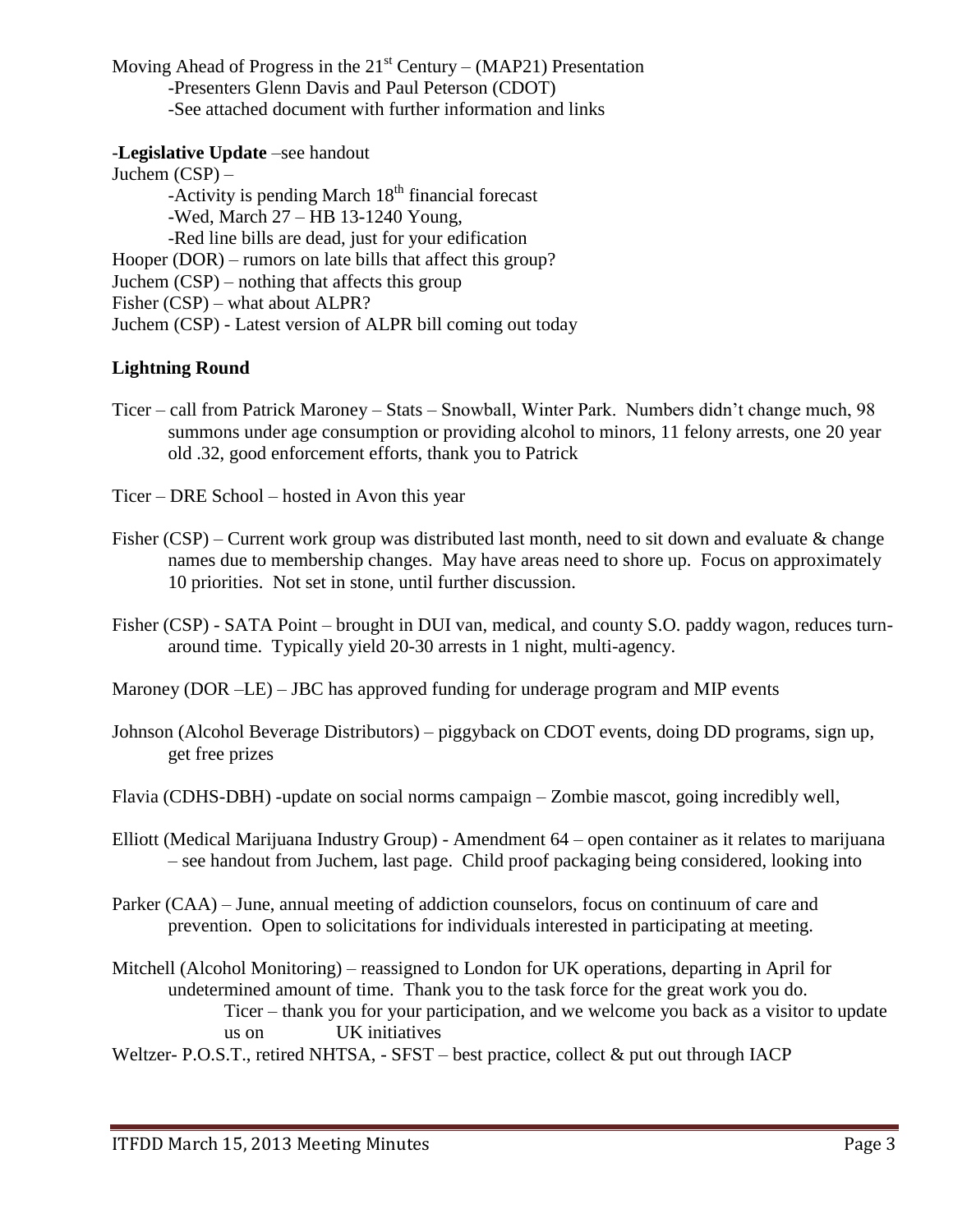Moving Ahead of Progress in the 21st Century – (MAP21) Presentation

-Presenters Glenn Davis and Paul Peterson (CDOT)

-See attached document with further information and links

-**Legislative Update** –see handout

Juchem (CSP) –

-Activity is pending March 18th financial forecast

-Wed, March 27 – HB 13-1240 Young,

-Red line bills are dead, just for your edification

Hooper (DOR) – rumors on late bills that affect this group?

Juchem (CSP) – nothing that affects this group

Fisher (CSP) – what about ALPR?

Juchem (CSP) - Latest version of ALPR bill coming out today

**Lightning Round**

Ticer – call from Patrick Maroney – Stats – Snowball, Winter Park. Numbers didn't change much, 98 summons under age consumption or providing alcohol to minors, 11 felony arrests, one 20 year old .32, good enforcement efforts, thank you to Patrick

Ticer – DRE School – hosted in Avon this year

Fisher (CSP) – Current work group was distributed last month, need to sit down and evaluate & change names due to membership changes. May have areas need to shore up. Focus on approximately 10 priorities. Not set in stone, until further discussion.

Fisher (CSP) - SATA Point – brought in DUI van, medical, and county S.O. paddy wagon, reduces turn-around time. Typically yield 20-30 arrests in 1 night, multi-agency.

Maroney (DOR –LE) – JBC has approved funding for underage program and MIP events

Johnson (Alcohol Beverage Distributors) – piggyback on CDOT events, doing DD programs, sign up, get free prizes

Flavia (CDHS-DBH) -update on social norms campaign – Zombie mascot, going incredibly well,

Elliott (Medical Marijuana Industry Group) - Amendment 64 – open container as it relates to marijuana – see handout from Juchem, last page. Child proof packaging being considered, looking into

Parker (CAA) – June, annual meeting of addiction counselors, focus on continuum of care and prevention. Open to solicitations for individuals interested in participating at meeting.

Mitchell (Alcohol Monitoring) – reassigned to London for UK operations, departing in April for undetermined amount of time. Thank you to the task force for the great work you do.

Ticer – thank you for your participation, and we welcome you back as a visitor to update us on UK initiatives

Weltzer- P.O.S.T., retired NHTSA, - SFST – best practice, collect & put out through IACP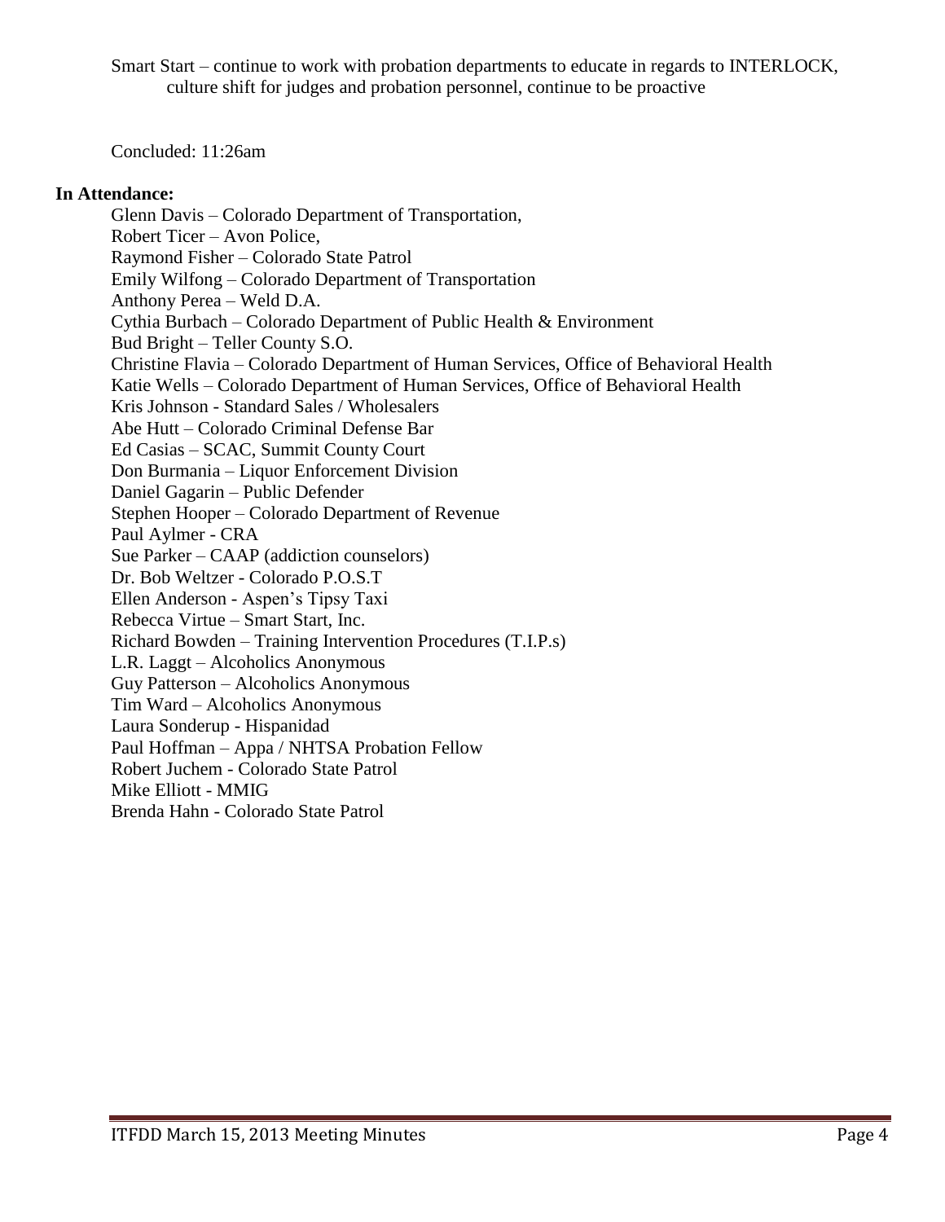Smart Start – continue to work with probation departments to educate in regards to INTERLOCK, culture shift for judges and probation personnel, continue to be proactive

Concluded: 11:26am

**In Attendance:**

Glenn Davis – Colorado Department of Transportation,
Robert Ticer – Avon Police,
Raymond Fisher – Colorado State Patrol
Emily Wilfong – Colorado Department of Transportation
Anthony Perea – Weld D.A.
Cythia Burbach – Colorado Department of Public Health & Environment
Bud Bright – Teller County S.O.
Christine Flavia – Colorado Department of Human Services, Office of Behavioral Health
Katie Wells – Colorado Department of Human Services, Office of Behavioral Health
Kris Johnson - Standard Sales / Wholesalers
Abe Hutt – Colorado Criminal Defense Bar
Ed Casias – SCAC, Summit County Court
Don Burmania – Liquor Enforcement Division
Daniel Gagarin – Public Defender
Stephen Hooper – Colorado Department of Revenue
Paul Aylmer - CRA
Sue Parker – CAAP (addiction counselors)
Dr. Bob Weltzer - Colorado P.O.S.T
Ellen Anderson - Aspen's Tipsy Taxi
Rebecca Virtue – Smart Start, Inc.
Richard Bowden – Training Intervention Procedures (T.I.P.s)
L.R. Laggt – Alcoholics Anonymous
Guy Patterson – Alcoholics Anonymous
Tim Ward – Alcoholics Anonymous
Laura Sonderup - Hispanidad
Paul Hoffman – Appa / NHTSA Probation Fellow
Robert Juchem - Colorado State Patrol
Mike Elliott - MMIG
Brenda Hahn - Colorado State Patrol